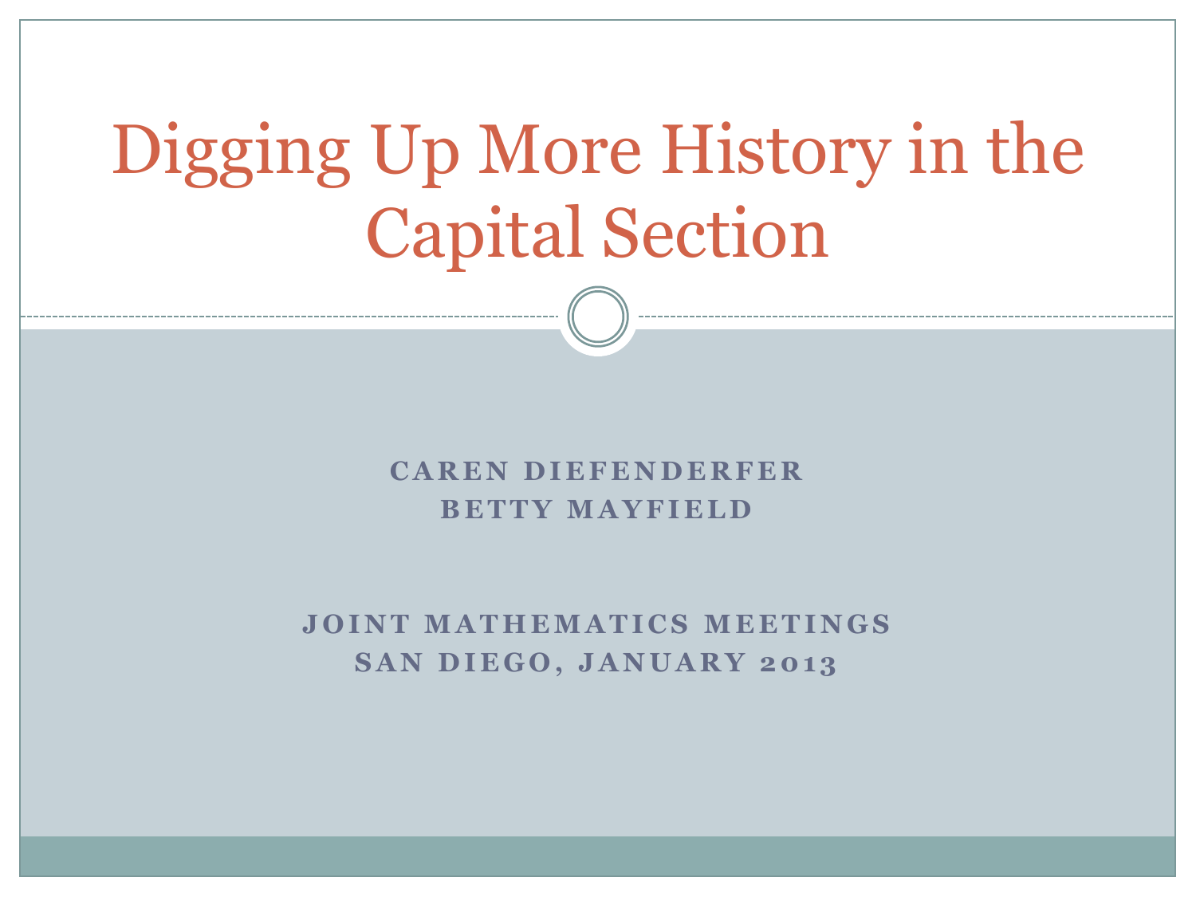# Digging Up More History in the Capital Section

**CAREN DIEFENDERFER**
**BETTY MAYFIELD**

**JOINT MATHEMATICS MEETINGS**
**SAN DIEGO, JANUARY 2013**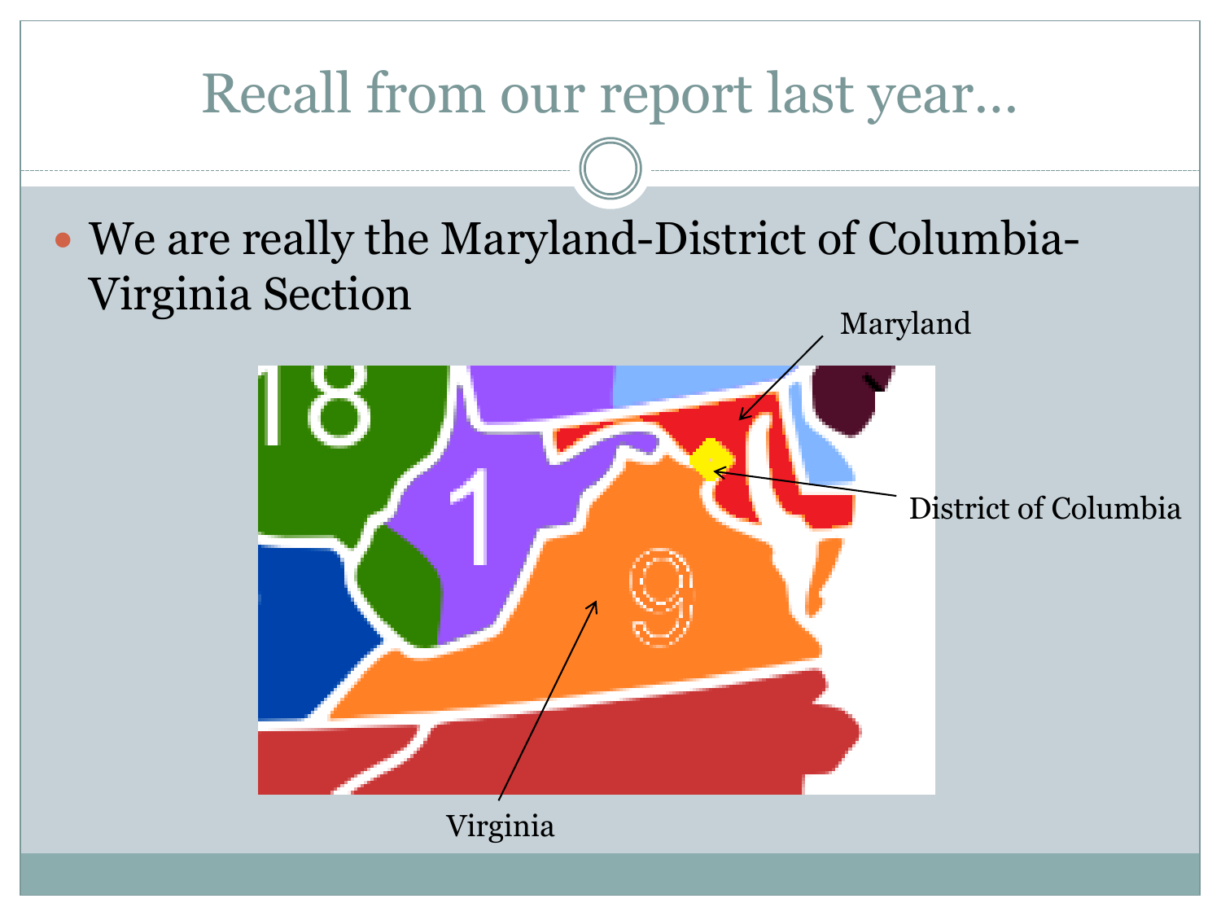# Recall from our report last year…

- We are really the Maryland-District of Columbia-Virginia Section

Maryland

District of Columbia

Virginia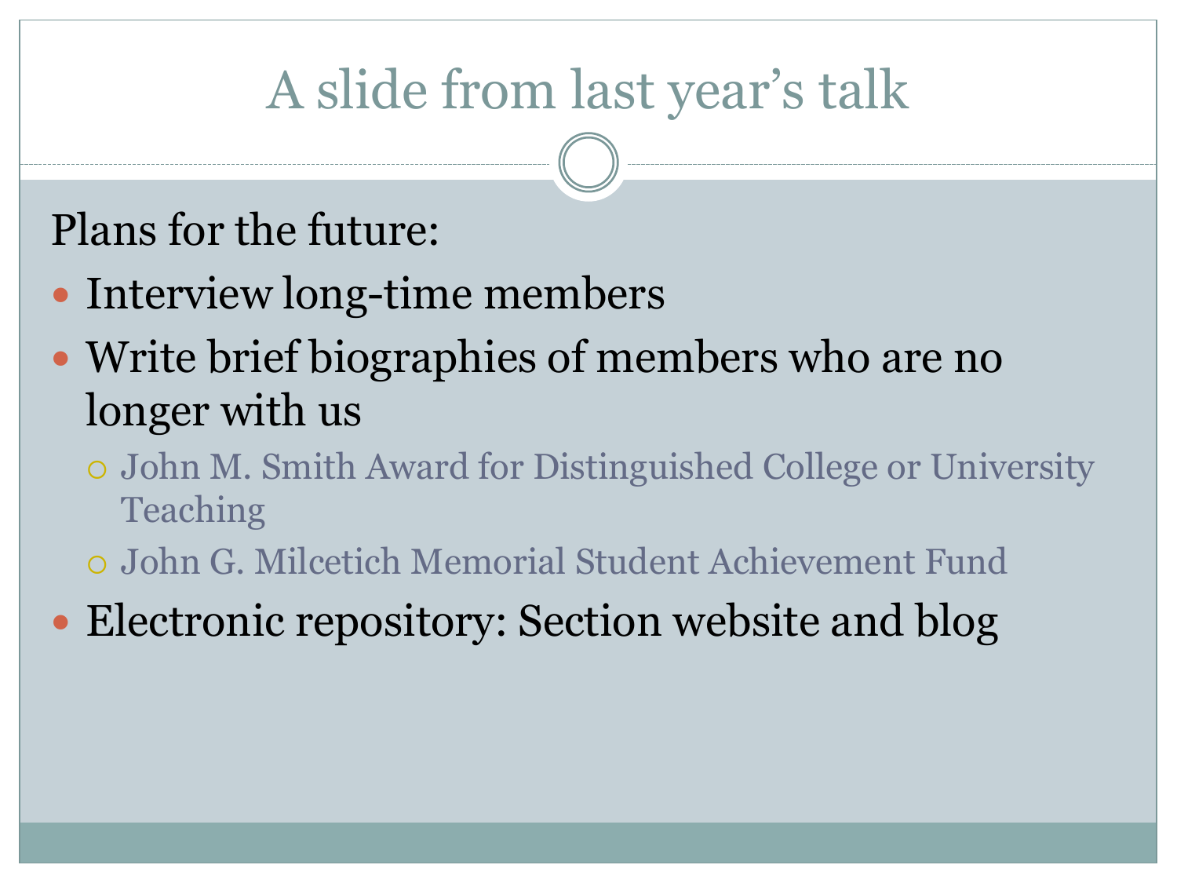# A slide from last year's talk

Plans for the future:

- Interview long-time members
- Write brief biographies of members who are no longer with us
  - John M. Smith Award for Distinguished College or University Teaching
  - John G. Milcetich Memorial Student Achievement Fund
- Electronic repository: Section website and blog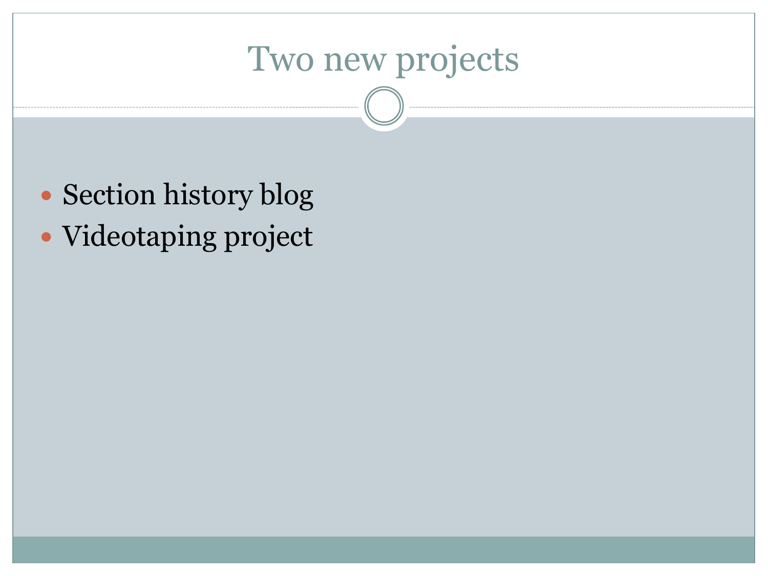# Two new projects

- Section history blog
- Videotaping project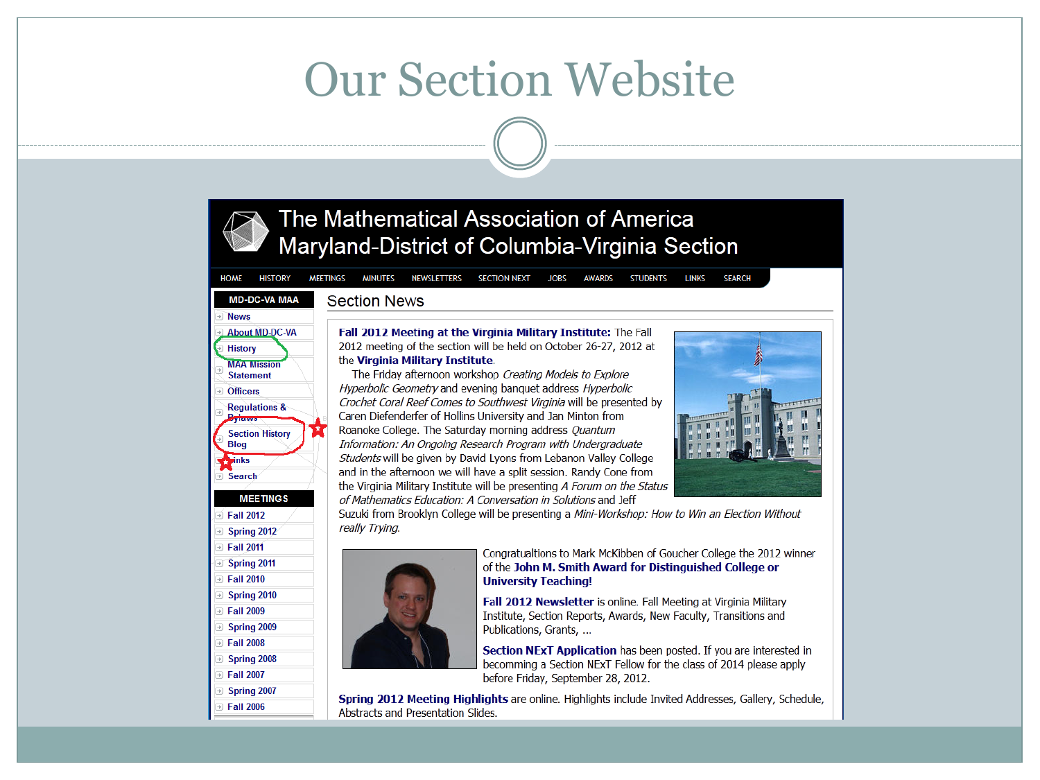# Our Section Website

## The Mathematical Association of America
## Maryland-District of Columbia-Virginia Section

HOME | HISTORY | MEETINGS | MINUTES | NEWSLETTERS | SECTION NEXT | JOBS | AWARDS | STUDENTS | LINKS | SEARCH

**MD-DC-VA MAA**

- News
- About MD-DC-VA
- History
- MAA Mission Statement
- Officers
- Regulations & Bylaws
- Section History Blog
- Links
- Search

**MEETINGS**

- Fall 2012
- Spring 2012
- Fall 2011
- Spring 2011
- Fall 2010
- Spring 2010
- Fall 2009
- Spring 2009
- Fall 2008
- Spring 2008
- Fall 2007
- Spring 2007
- Fall 2006

### Section News

**Fall 2012 Meeting at the Virginia Military Institute:** The Fall 2012 meeting of the section will be held on October 26-27, 2012 at the **Virginia Military Institute**.

The Friday afternoon workshop *Creating Models to Explore Hyperbolic Geometry* and evening banquet address *Hyperbolic Crochet Coral Reef Comes to Southwest Virginia* will be presented by Caren Diefenderfer of Hollins University and Jan Minton from Roanoke College. The Saturday morning address *Quantum Information: An Ongoing Research Program with Undergraduate Students* will be given by David Lyons from Lebanon Valley College and in the afternoon we will have a split session. Randy Cone from the Virginia Military Institute will be presenting *A Forum on the Status of Mathematics Education: A Conversation in Solutions* and Jeff Suzuki from Brooklyn College will be presenting a *Mini-Workshop: How to Win an Election Without really Trying.*

Congratualtions to Mark McKibben of Goucher College the 2012 winner of the **John M. Smith Award for Distinguished College or University Teaching!**

**Fall 2012 Newsletter** is online. Fall Meeting at Virginia Military Institute, Section Reports, Awards, New Faculty, Transitions and Publications, Grants, ...

**Section NExT Application** has been posted. If you are interested in becomming a Section NExT Fellow for the class of 2014 please apply before Friday, September 28, 2012.

**Spring 2012 Meeting Highlights** are online. Highlights include Invited Addresses, Gallery, Schedule, Abstracts and Presentation Slides.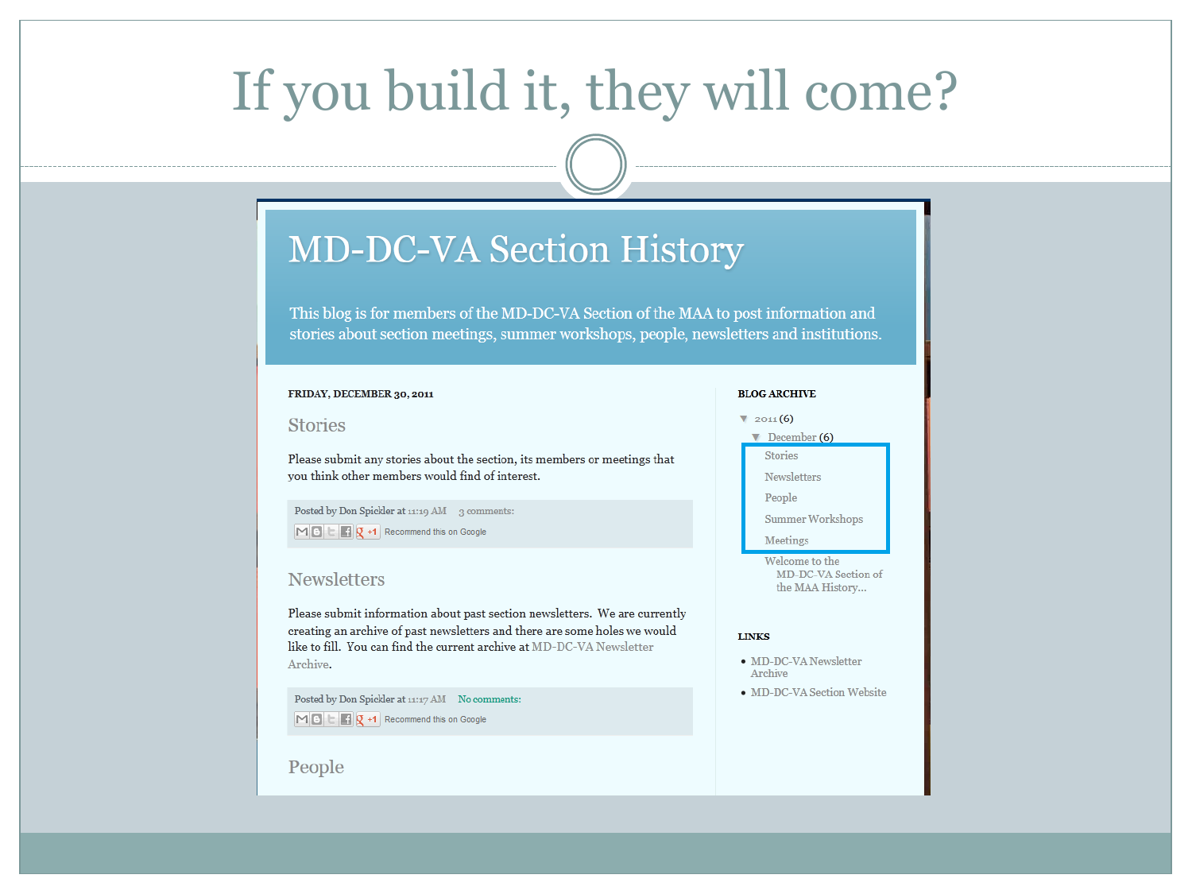# If you build it, they will come?

## MD-DC-VA Section History

This blog is for members of the MD-DC-VA Section of the MAA to post information and stories about section meetings, summer workshops, people, newsletters and institutions.

FRIDAY, DECEMBER 30, 2011

### Stories

Please submit any stories about the section, its members or meetings that you think other members would find of interest.

Posted by Don Spickler at 11:19 AM 3 comments:

Recommend this on Google

### Newsletters

Please submit information about past section newsletters. We are currently creating an archive of past newsletters and there are some holes we would like to fill. You can find the current archive at MD-DC-VA Newsletter Archive.

Posted by Don Spickler at 11:17 AM No comments:

Recommend this on Google

### People

**BLOG ARCHIVE**

- 2011 (6)
  - December (6)
    - Stories
    - Newsletters
    - People
    - Summer Workshops
    - Meetings
    - Welcome to the MD-DC-VA Section of the MAA History...

**LINKS**

- MD-DC-VA Newsletter Archive
- MD-DC-VA Section Website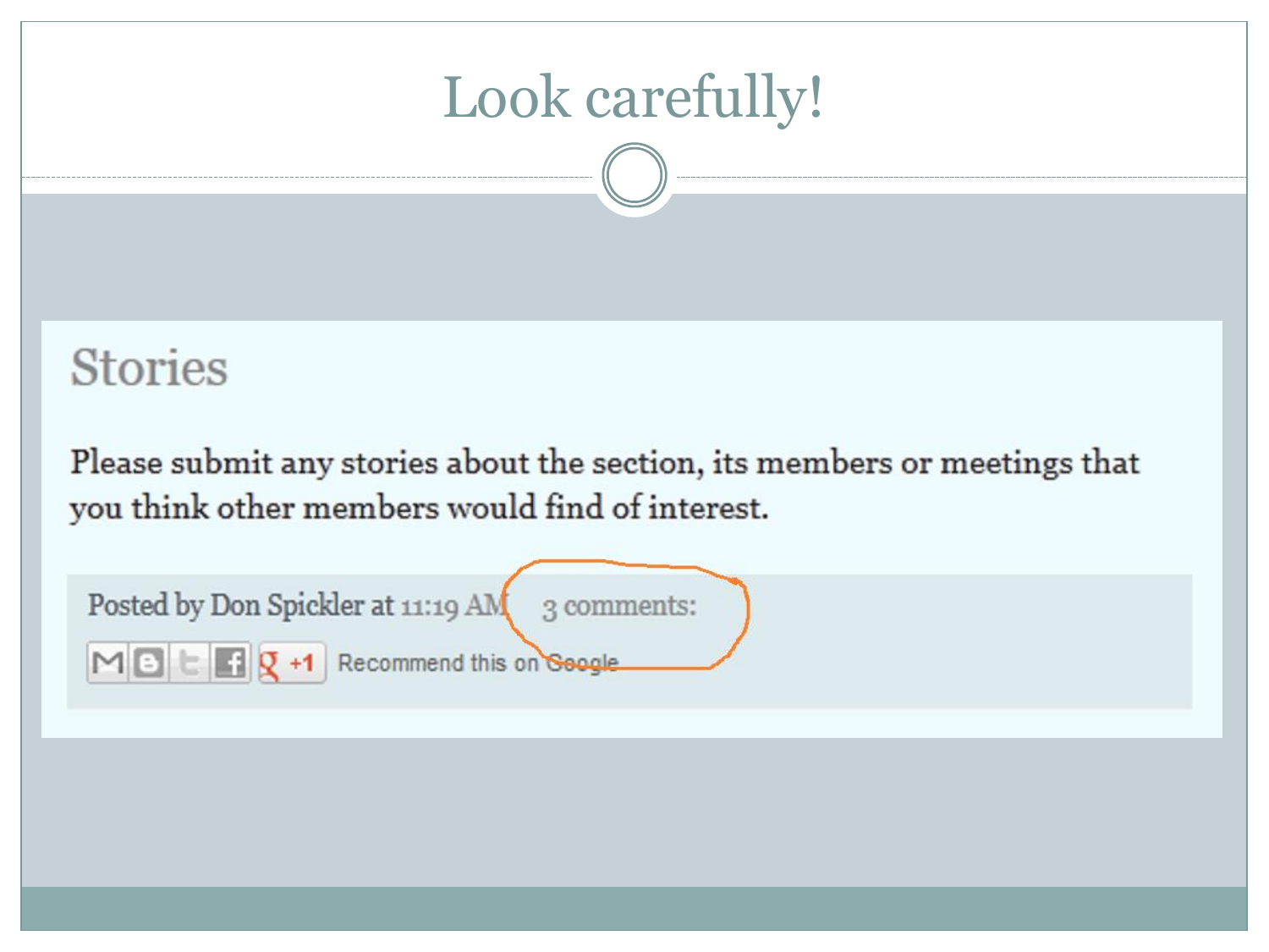# Look carefully!

## Stories

Please submit any stories about the section, its members or meetings that you think other members would find of interest.

Posted by Don Spickler at 11:19 AM 3 comments:

+1 Recommend this on Google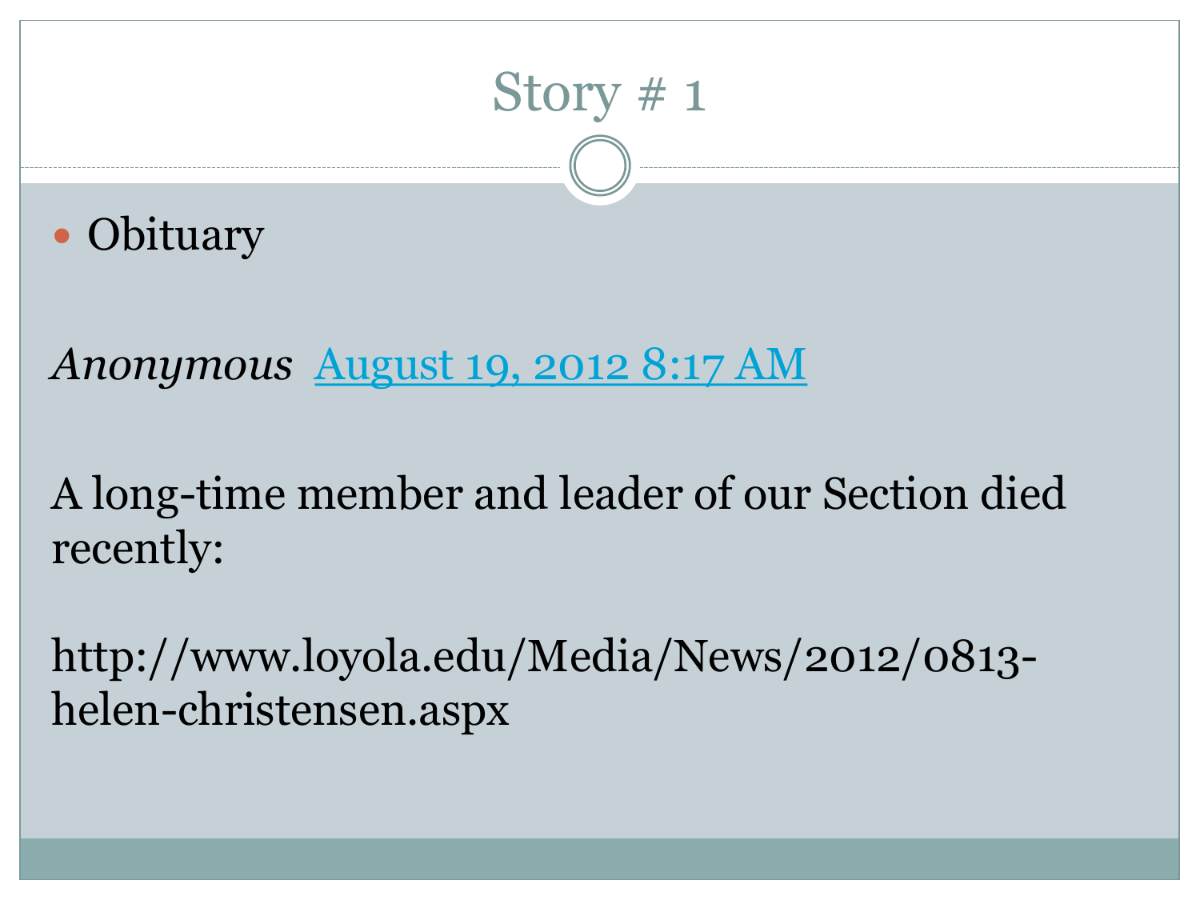# Story # 1

- Obituary

*Anonymous* August 19, 2012 8:17 AM

A long-time member and leader of our Section died recently:

http://www.loyola.edu/Media/News/2012/0813-helen-christensen.aspx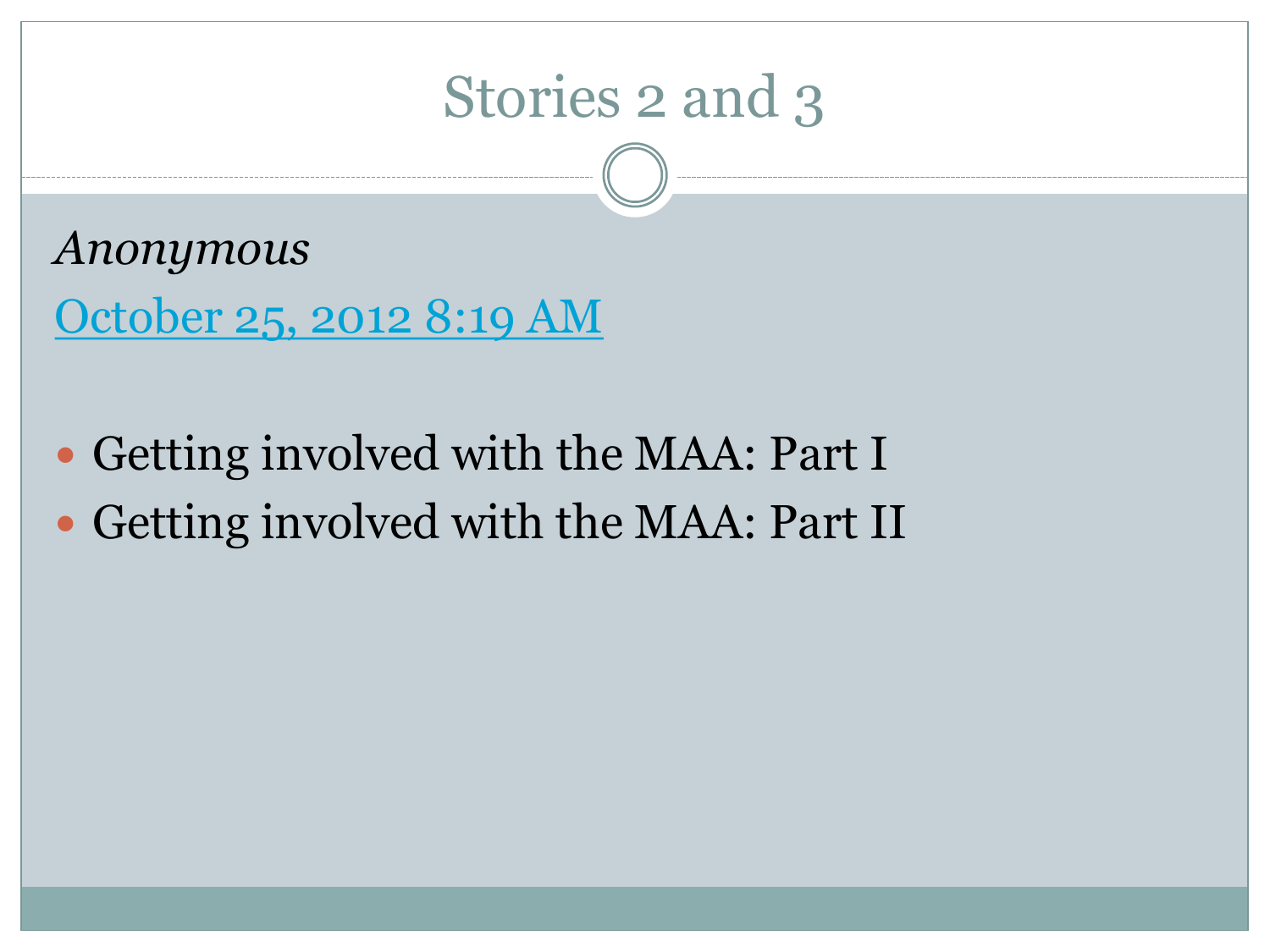# Stories 2 and 3

*Anonymous*

October 25, 2012 8:19 AM

- Getting involved with the MAA: Part I
- Getting involved with the MAA: Part II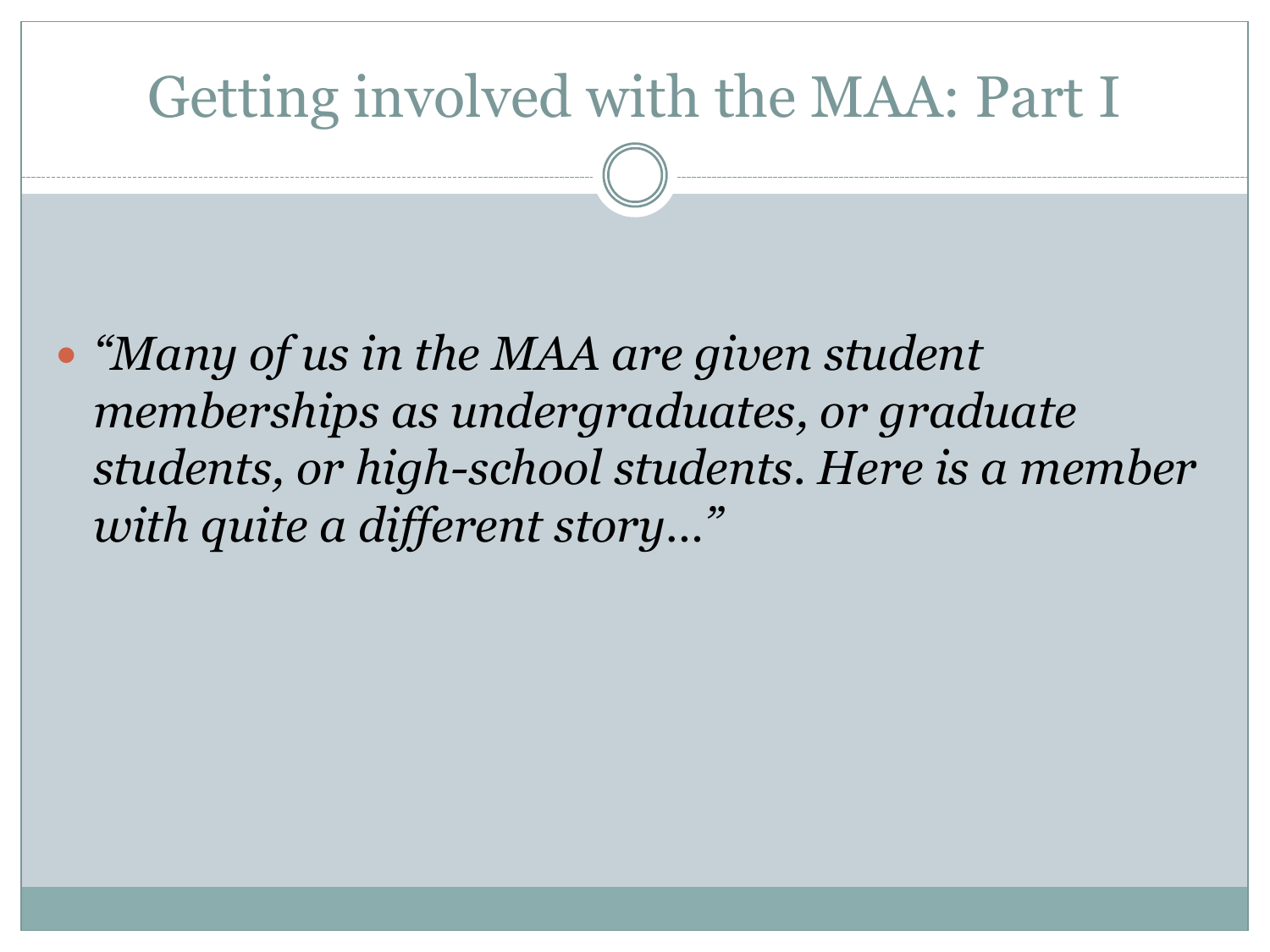# Getting involved with the MAA: Part I

- *"Many of us in the MAA are given student memberships as undergraduates, or graduate students, or high-school students. Here is a member with quite a different story…"*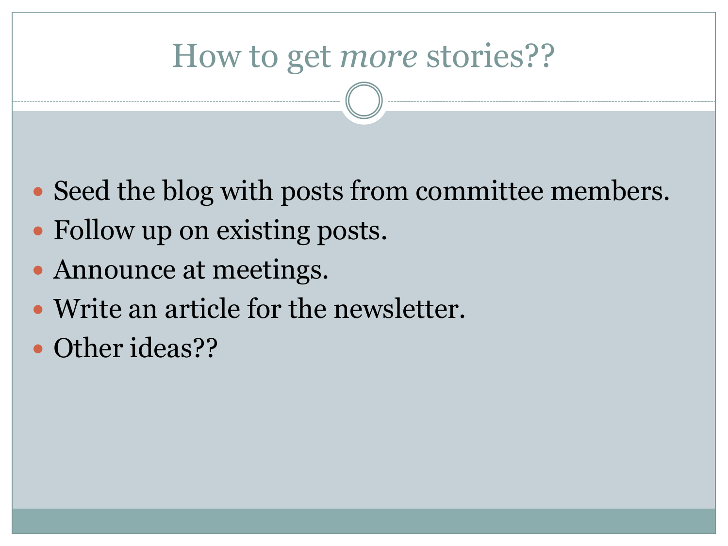# How to get *more* stories??

- Seed the blog with posts from committee members.
- Follow up on existing posts.
- Announce at meetings.
- Write an article for the newsletter.
- Other ideas??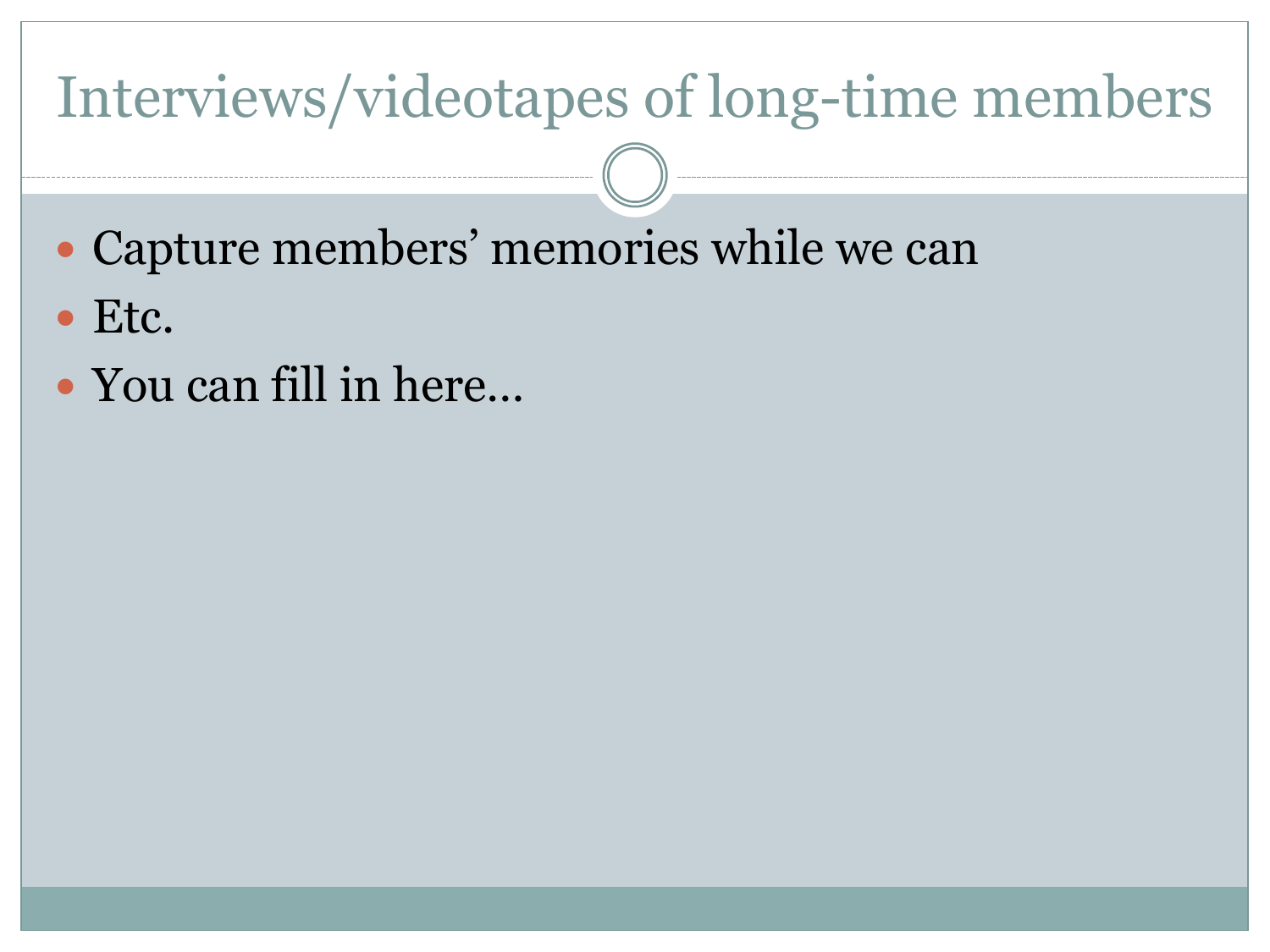# Interviews/videotapes of long-time members

- Capture members' memories while we can
- Etc.
- You can fill in here…